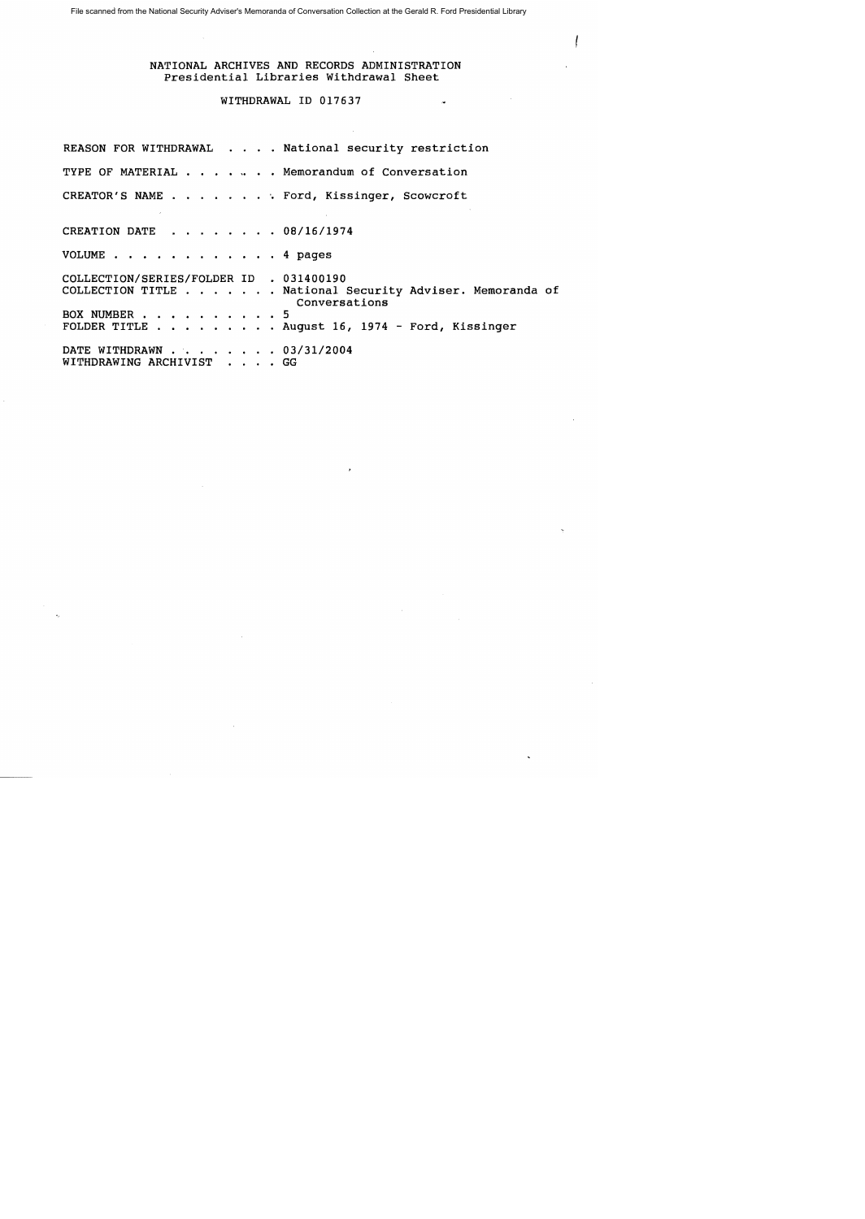File scanned from the National Security Adviser's Memoranda of Conversation Collection at the Gerald R. Ford Presidential Library

NATIONAL ARCHIVES AND RECORDS ADMINISTRATION
Presidential Libraries Withdrawal Sheet

WITHDRAWAL ID 017637

REASON FOR WITHDRAWAL . . . . National security restriction

TYPE OF MATERIAL . . . . . . . Memorandum of Conversation

CREATOR'S NAME . . . . . . . . Ford, Kissinger, Scowcroft

CREATION DATE . . . . . . . . 08/16/1974

VOLUME . . . . . . . . . . . . 4 pages

COLLECTION/SERIES/FOLDER ID . 031400190
COLLECTION TITLE . . . . . . . National Security Adviser. Memoranda of Conversations
BOX NUMBER . . . . . . . . . . 5
FOLDER TITLE . . . . . . . . . August 16, 1974 - Ford, Kissinger

DATE WITHDRAWN . . . . . . . . 03/31/2004
WITHDRAWING ARCHIVIST . . . . GG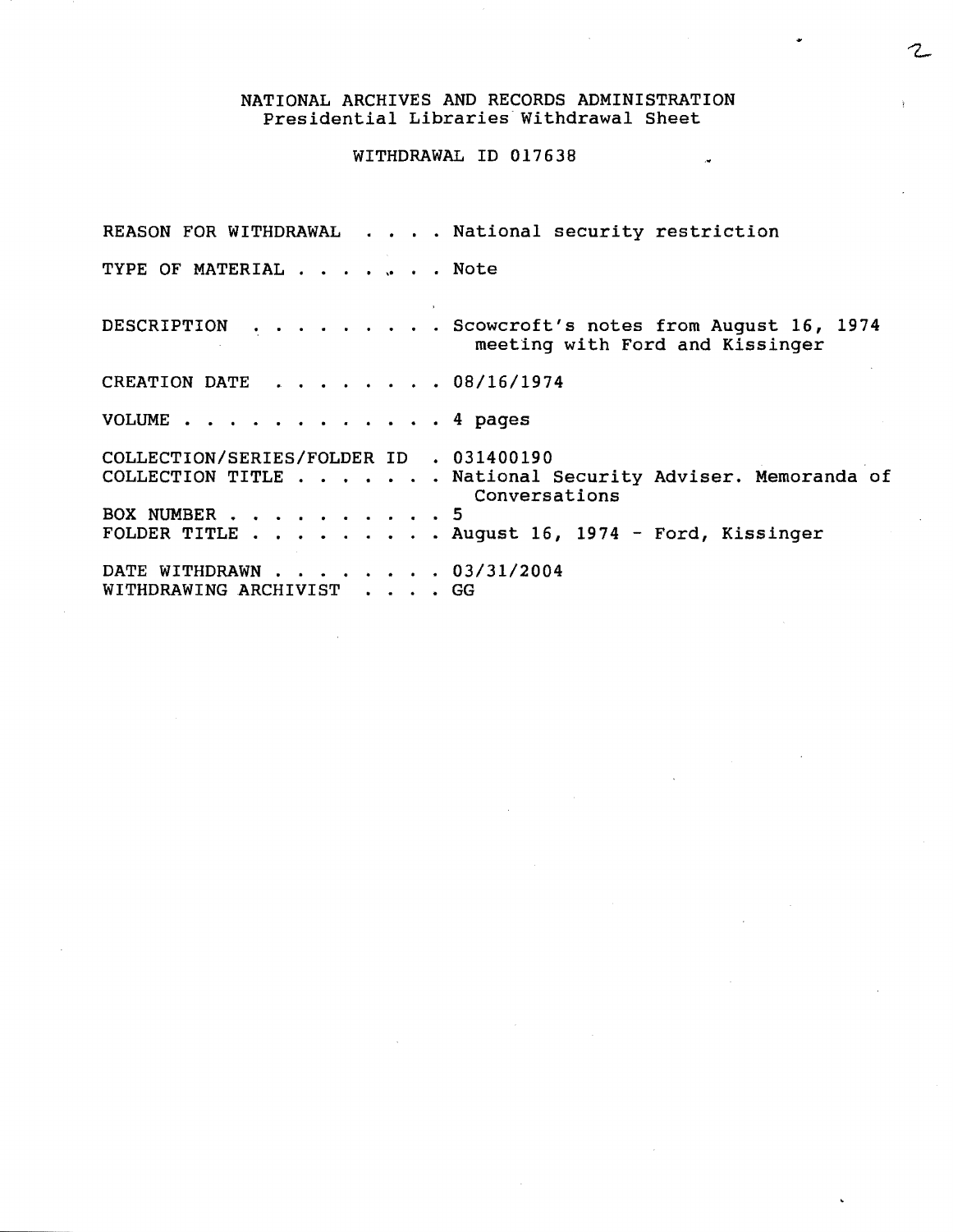NATIONAL ARCHIVES AND RECORDS ADMINISTRATION
Presidential Libraries Withdrawal Sheet

WITHDRAWAL ID 017638

REASON FOR WITHDRAWAL . . . . National security restriction

TYPE OF MATERIAL . . . . . . . Note

DESCRIPTION . . . . . . . . . Scowcroft's notes from August 16, 1974 meeting with Ford and Kissinger

CREATION DATE . . . . . . . . 08/16/1974

VOLUME . . . . . . . . . . . . 4 pages

COLLECTION/SERIES/FOLDER ID . 031400190
COLLECTION TITLE . . . . . . . National Security Adviser. Memoranda of Conversations
BOX NUMBER . . . . . . . . . . 5
FOLDER TITLE . . . . . . . . . August 16, 1974 - Ford, Kissinger

DATE WITHDRAWN . . . . . . . . 03/31/2004
WITHDRAWING ARCHIVIST . . . . GG